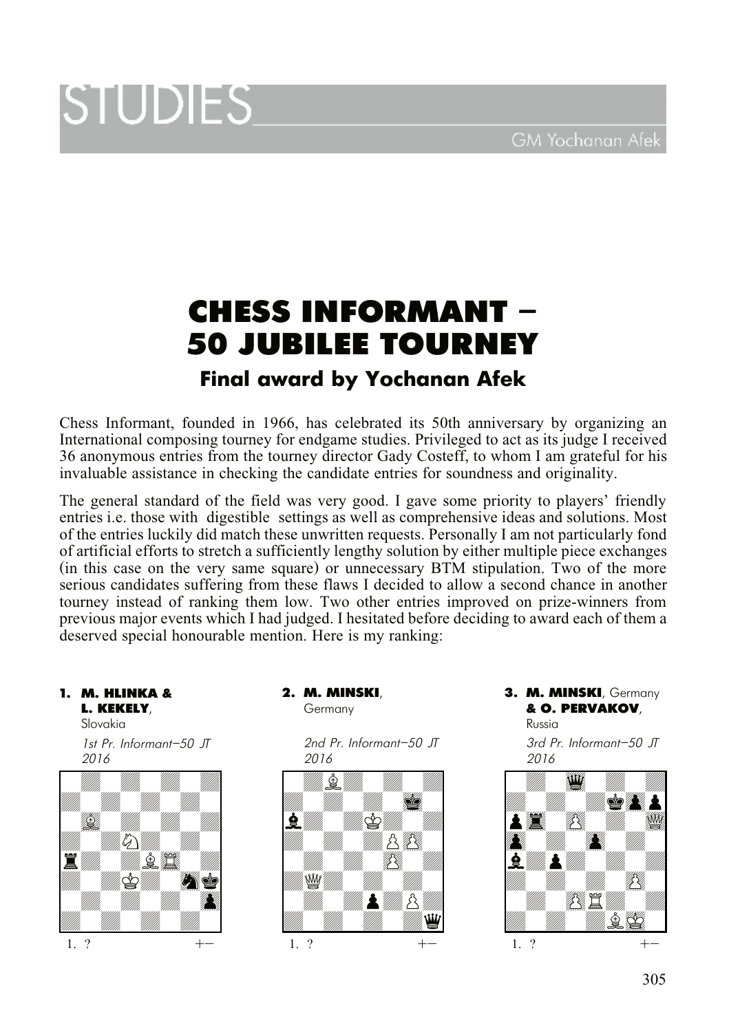# STUDIES

GM Yochanan Afek

## CHESS INFORMANT – 50 JUBILEE TOURNEY

### Final award by Yochanan Afek

Chess Informant, founded in 1966, has celebrated its 50th anniversary by organizing an International composing tourney for endgame studies. Privileged to act as its judge I received 36 anonymous entries from the tourney director Gady Costeff, to whom I am grateful for his invaluable assistance in checking the candidate entries for soundness and originality.

The general standard of the field was very good. I gave some priority to players' friendly entries i.e. those with digestible settings as well as comprehensive ideas and solutions. Most of the entries luckily did match these unwritten requests. Personally I am not particularly fond of artificial efforts to stretch a sufficiently lengthy solution by either multiple piece exchanges (in this case on the very same square) or unnecessary BTM stipulation. Two of the more serious candidates suffering from these flaws I decided to allow a second chance in another tourney instead of ranking them low. Two other entries improved on prize-winners from previous major events which I had judged. I hesitated before deciding to award each of them a deserved special honourable mention. Here is my ranking:

**1. M. HLINKA & L. KEKELY**, Slovakia

*1st Pr. Informant–50 JT 2016*

1. ? +–

**2. M. MINSKI**, Germany

*2nd Pr. Informant–50 JT 2016*

1. ? +–

**3. M. MINSKI**, Germany **& O. PERVAKOV**, Russia

*3rd Pr. Informant–50 JT 2016*

1. ? +–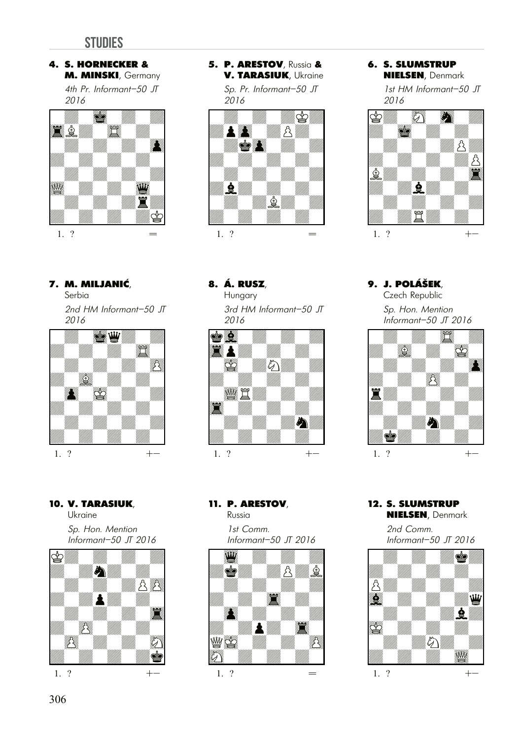## STUDIES

**4. S. HORNECKER & M. MINSKI**, Germany

*4th Pr. Informant–50 JT 2016*

1. ? =

**5. P. ARESTOV**, Russia **& V. TARASIUK**, Ukraine

*Sp. Pr. Informant–50 JT 2016*

1. ? =

**6. S. SLUMSTRUP NIELSEN**, Denmark

*1st HM Informant–50 JT 2016*

1. ? +–

**7. M. MILJANIĆ**, Serbia

*2nd HM Informant–50 JT 2016*

1. ? +–

**8. Á. RUSZ**, Hungary

*3rd HM Informant–50 JT 2016*

1. ? +–

**9. J. POLÁŠEK**, Czech Republic

*Sp. Hon. Mention Informant–50 JT 2016*

1. ? +–

**10. V. TARASIUK**, Ukraine

*Sp. Hon. Mention Informant–50 JT 2016*

1. ? +–

**11. P. ARESTOV**, Russia

*1st Comm. Informant–50 JT 2016*

1. ? =

**12. S. SLUMSTRUP NIELSEN**, Denmark

*2nd Comm. Informant–50 JT 2016*

1. ? +–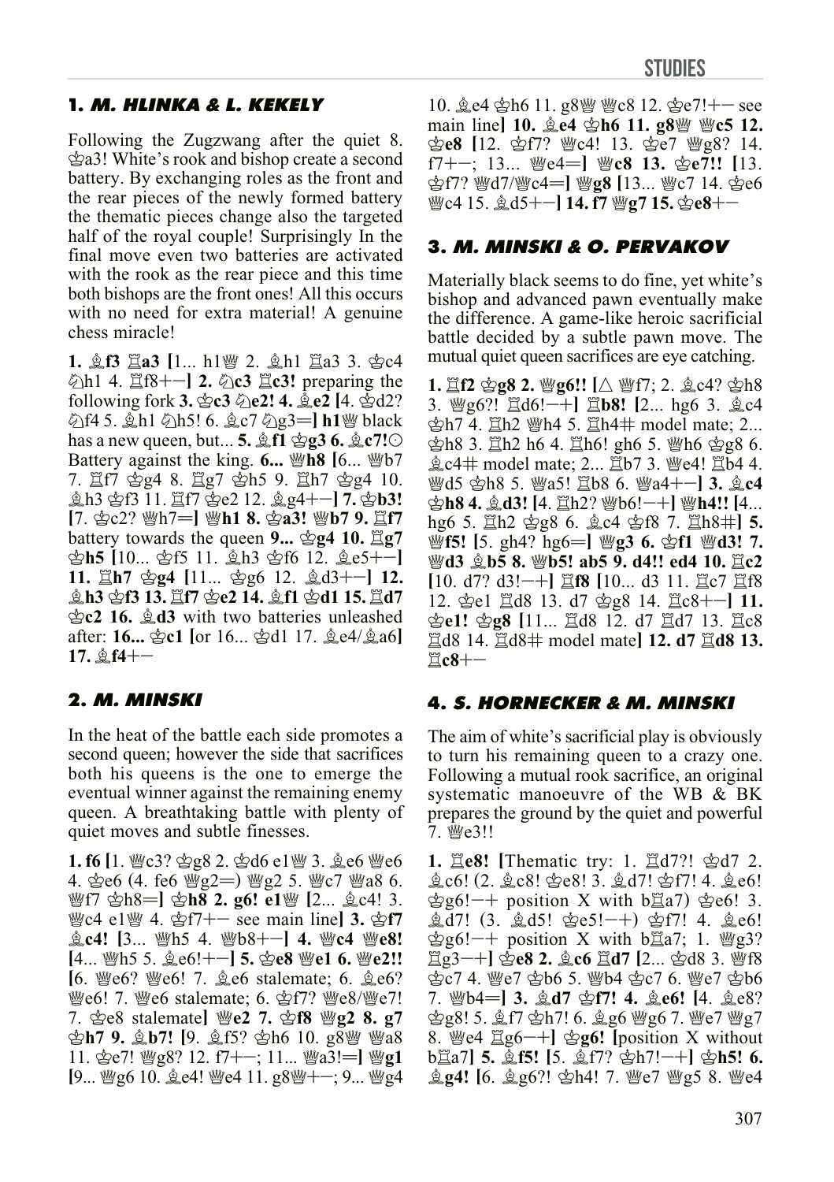### 1. *M. HLINKA & L. KEKELY*

Following the Zugzwang after the quiet 8. ♔a3! White's rook and bishop create a second battery. By exchanging roles as the front and the rear pieces of the newly formed battery the thematic pieces change also the targeted half of the royal couple! Surprisingly In the final move even two batteries are activated with the rook as the rear piece and this time both bishops are the front ones! All this occurs with no need for extra material! A genuine chess miracle!

**1. ♗f3 ♖a3** [1... h1♕ 2. ♗h1 ♖a3 3. ♔c4 ♘h1 4. ♖f8+−] **2. ♘c3 ♖c3!** preparing the following fork **3. ♔c3 ♘e2! 4. ♗e2** [4. ♔d2? ♘f4 5. ♗h1 ♘h5! 6. ♗c7 ♘g3=] **h1♕** black has a new queen, but... **5. ♗f1 ♔g3 6. ♗c7!**☉ Battery against the king. **6... ♕h8** [6... ♕b7 7. ♖f7 ♔g4 8. ♖g7 ♔h5 9. ♖h7 ♔g4 10. ♗h3 ♔f3 11. ♖f7 ♔e2 12. ♗g4+−] **7. ♔b3!** [7. ♔c2? ♕h7=] **♕h1 8. ♔a3! ♕b7 9. ♖f7** battery towards the queen **9... ♔g4 10. ♖g7 ♔h5** [10... ♔f5 11. ♗h3 ♔f6 12. ♗e5+−] **11. ♖h7 ♔g4** [11... ♔g6 12. ♗d3+−] **12. ♗h3 ♔f3 13. ♖f7 ♔e2 14. ♗f1 ♔d1 15. ♖d7 ♔c2 16. ♗d3** with two batteries unleashed after: **16... ♔c1** [or 16... ♔d1 17. ♗e4/♗a6] **17. ♗f4+−**

### 2. *M. MINSKI*

In the heat of the battle each side promotes a second queen; however the side that sacrifices both his queens is the one to emerge the eventual winner against the remaining enemy queen. A breathtaking battle with plenty of quiet moves and subtle finesses.

**1. f6** [1. ♕c3? ♔g8 2. ♔d6 e1♕ 3. ♗e6 ♕e6 4. ♔e6 (4. fe6 ♕g2=) ♕g2 5. ♕c7 ♕a8 6. ♕f7 ♔h8=] **♔h8 2. g6! e1♕** [2... ♗c4! 3. ♕c4 e1♕ 4. ♔f7+− see main line] **3. ♔f7 ♗c4!** [3... ♕h5 4. ♕b8+−] **4. ♕c4 ♕e8!** [4... ♕h5 5. ♗e6!+−] **5. ♔e8 ♕e1 6. ♕e2!!** [6. ♕e6? ♕e6! 7. ♗e6 stalemate; 6. ♗e6? ♕e6! 7. ♕e6 stalemate; 6. ♔f7? ♕e8/♕e7! 7. ♔e8 stalemate] **♕e2 7. ♔f8 ♕g2 8. g7 ♔h7 9. ♗b7!** [9. ♗f5? ♔h6 10. g8♕ ♕a8 11. ♔e7! ♕g8? 12. f7+−; 11... ♕a3!=] **♕g1** [9... ♕g6 10. ♗e4! ♕e4 11. g8♕+−; 9... ♕g4 10. ♗e4 ♔h6 11. g8♕ ♕c8 12. ♔e7!+− see main line] **10. ♗e4 ♔h6 11. g8♕ ♕c5 12. ♔e8** [12. ♔f7? ♕c4! 13. ♔e7 ♕g8? 14. f7+−; 13... ♕e4=] **♕c8 13. ♔e7!!** [13. ♔f7? ♕d7/♕c4=] **♕g8** [13... ♕c7 14. ♔e6 ♕c4 15. ♗d5+−] **14. f7 ♕g7 15. ♔e8+−**

### 3. *M. MINSKI & O. PERVAKOV*

Materially black seems to do fine, yet white's bishop and advanced pawn eventually make the difference. A game-like heroic sacrificial battle decided by a subtle pawn move. The mutual quiet queen sacrifices are eye catching.

**1. ♖f2 ♔g8 2. ♕g6!!** [△ ♕f7; 2. ♗c4? ♔h8 3. ♕g6?! ♖d6!−+] **♖b8!** [2... hg6 3. ♗c4 ♔h7 4. ♖h2 ♕h4 5. ♖h4# model mate; 2... ♔h8 3. ♖h2 h6 4. ♖h6! gh6 5. ♕h6 ♔g8 6. ♗c4# model mate; 2... ♖b7 3. ♕e4! ♖b4 4. ♕d5 ♔h8 5. ♕a5! ♖b8 6. ♕a4+−] **3. ♗c4 ♔h8 4. ♗d3!** [4. ♖h2? ♕b6!−+] **♕h4!!** [4... hg6 5. ♖h2 ♔g8 6. ♗c4 ♔f8 7. ♖h8#] **5. ♕f5!** [5. gh4? hg6=] **♕g3 6. ♔f1 ♕d3! 7. ♕d3 ♗b5 8. ♕b5! ab5 9. d4!! ed4 10. ♖c2** [10. d7? d3!−+] **♖f8** [10... d3 11. ♖c7 ♖f8 12. ♔e1 ♖d8 13. d7 ♔g8 14. ♖c8+−] **11. ♔e1! ♔g8** [11... ♖d8 12. d7 ♖d7 13. ♖c8 ♖d8 14. ♖d8# model mate] **12. d7 ♖d8 13. ♖c8+−**

### 4. *S. HORNECKER & M. MINSKI*

The aim of white's sacrificial play is obviously to turn his remaining queen to a crazy one. Following a mutual rook sacrifice, an original systematic manoeuvre of the WB & BK prepares the ground by the quiet and powerful 7. ♕e3!!

**1. ♖e8!** [Thematic try: 1. ♖d7?! ♔d7 2. ♗c6! (2. ♗c8! ♔e8! 3. ♗d7! ♔f7! 4. ♗e6! ♔g6!−+ position X with b♖a7) ♔e6! 3. ♗d7! (3. ♗d5! ♔e5!−+) ♔f7! 4. ♗e6! ♔g6!−+ position X with b♖a7; 1. ♕g3? ♖g3−+] **♔e8 2. ♗c6 ♖d7** [2... ♔d8 3. ♕f8 ♔c7 4. ♕e7 ♔b6 5. ♕b4 ♔c7 6. ♕e7 ♔b6 7. ♕b4=] **3. ♗d7 ♔f7! 4. ♗e6!** [4. ♗e8? ♔g8! 5. ♗f7 ♔h7! 6. ♗g6 ♕g6 7. ♕e7 ♕g7 8. ♕e4 ♖g6−+] **♔g6!** [position X without b♖a7] **5. ♗f5!** [5. ♗f7? ♔h7!−+] **♔h5! 6. ♗g4!** [6. ♗g6?! ♔h4! 7. ♕e7 ♕g5 8. ♕e4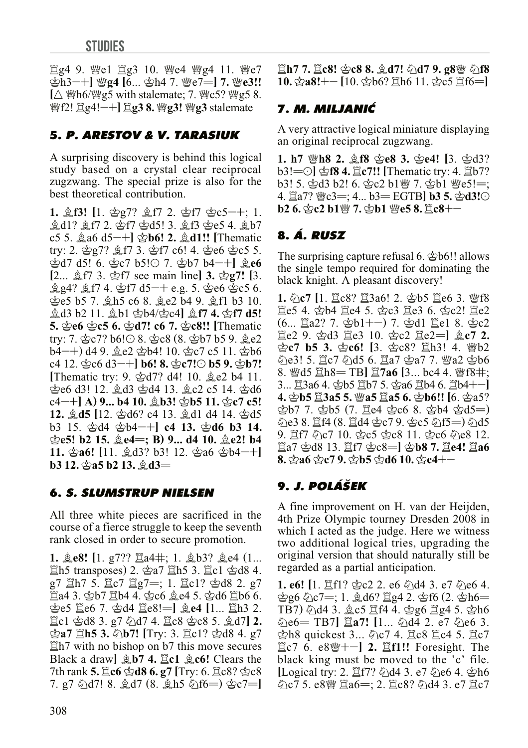♖g4 9. ♕e1 ♖g3 10. ♕e4 ♕g4 11. ♕e7 ♔h3−+] ♕g4 [6... ♔h4 7. ♕e7=] **7. ♕e3!!** [△ ♕h6/♕g5 with stalemate; 7. ♕c5? ♕g5 8. ♕f2! ♖g4!−+] ♖g3 8. ♕g3! ♕g3 stalemate

### 5. P. ARESTOV & V. TARASIUK

A surprising discovery is behind this logical study based on a crystal clear reciprocal zugzwang. The special prize is also for the best theoretical contribution.

**1. ♗f3!** [1. ♔g7? ♗f7 2. ♔f7 ♔c5−+; 1. ♗d1? ♗f7 2. ♔f7 ♔d5! 3. ♗f3 ♔e5 4. ♗b7 c5 5. ♗a6 d5−+] **♔b6! 2. ♗d1!!** [Thematic try: 2. ♔g7? ♗f7 3. ♔f7 c6! 4. ♔e6 ♔c5 5. ♔d7 d5! 6. ♔c7 b5!⊙ 7. ♔b7 b4−+] **♗e6** [2... ♗f7 3. ♔f7 see main line] **3. ♔g7!** [3. ♗g4? ♗f7 4. ♔f7 d5−+ e.g. 5. ♔e6 ♔c5 6. ♔e5 b5 7. ♗h5 c6 8. ♗e2 b4 9. ♗f1 b3 10. ♗d3 b2 11. ♗b1 ♔b4/♔c4] **♗f7 4. ♔f7 d5! 5. ♔e6 ♔c5 6. ♔d7! c6 7. ♔c8!!** [Thematic try: 7. ♔c7? b6!⊙ 8. ♔c8 (8. ♔b7 b5 9. ♗e2 b4−+) d4 9. ♗e2 ♔b4! 10. ♔c7 c5 11. ♔b6 c4 12. ♔c6 d3−+] **b6! 8. ♔c7!⊙ b5 9. ♔b7!** [Thematic try: 9. ♔d7? d4! 10. ♗e2 b4 11. ♔e6 d3! 12. ♗d3 ♔d4 13. ♗c2 c5 14. ♔d6 c4−+] **A) 9... b4 10. ♗b3! ♔b5 11. ♔c7 c5! 12. ♗d5** [12. ♔d6? c4 13. ♗d1 d4 14. ♔d5 b3 15. ♔d4 ♔b4−+] **c4 13. ♔d6 b3 14. ♔e5! b2 15. ♗e4=; B) 9... d4 10. ♗e2! b4 11. ♔a6!** [11. ♗d3? b3! 12. ♔a6 ♔b4−+] **b3 12. ♔a5 b2 13. ♗d3=**

### 6. S. SLUMSTRUP NIELSEN

All three white pieces are sacrificed in the course of a fierce struggle to keep the seventh rank closed in order to secure promotion.

**1. ♗e8!** [1. g7?? ♖a4#; 1. ♗b3? ♗e4 (1... ♖h5 transposes) 2. ♔a7 ♖h5 3. ♖c1 ♔d8 4. g7 ♖h7 5. ♖c7 ♖g7=; 1. ♖c1? ♔d8 2. g7 ♖a4 3. ♔b7 ♖b4 4. ♔c6 ♗e4 5. ♔d6 ♖b6 6. ♔e5 ♖e6 7. ♔d4 ♖e8!=] **♗e4** [1... ♖h3 2. ♖c1 ♔d8 3. g7 ♘d7 4. ♖c8 ♔c8 5. ♗d7] **2. ♔a7 ♖h5 3. ♘b7!** [Try: 3. ♖c1? ♔d8 4. g7 ♖h7 with no bishop on b7 this move secures Black a draw] **♗b7 4. ♖c1 ♗c6!** Clears the 7th rank **5. ♖c6 ♔d8 6. g7** [Try: 6. ♖c8? ♔c8 7. g7 ♘d7! 8. ♗d7 (8. ♗h5 ♘f6=) ♔c7=] **♖h7 7. ♖c8! ♔c8 8. ♗d7! ♘d7 9. g8♕ ♘f8 10. ♔a8!+−** [10. ♔b6? ♖h6 11. ♔c5 ♖f6=]

### 7. M. MILJANIĆ

A very attractive logical miniature displaying an original reciprocal zugzwang.

**1. h7 ♕h8 2. ♗f8 ♔e8 3. ♔e4!** [3. ♔d3? b3!=⊙] **♔f8 4. ♖c7!!** [Thematic try: 4. ♖b7? b3! 5. ♔d3 b2! 6. ♔c2 b1♕ 7. ♔b1 ♕e5!=; 4. ♖a7? ♕c3=; 4... b3= EGTB] **b3 5. ♔d3!⊙ b2 6. ♔c2 b1♕ 7. ♔b1 ♕e5 8. ♖c8+−**

### 8. Á. RUSZ

The surprising capture refusal 6. ♔b6!! allows the single tempo required for dominating the black knight. A pleasant discovery!

**1. ♘c7** [1. ♖c8? ♖3a6! 2. ♔b5 ♖e6 3. ♕f8 ♖e5 4. ♔b4 ♖e4 5. ♔c3 ♖e3 6. ♔c2! ♖e2 (6... ♖a2? 7. ♔b1+−) 7. ♔d1 ♖e1 8. ♔c2 ♖e2 9. ♔d3 ♖e3 10. ♔c2 ♖e2=] **♗c7 2. ♔c7 b5 3. ♔c6!** [3. ♔c8? ♖h3! 4. ♕b2 ♘e3! 5. ♖c7 ♘d5 6. ♖a7 ♔a7 7. ♕a2 ♔b6 8. ♕d5 ♖h8= TB] **♖7a6** [3... bc4 4. ♕f8#; 3... ♖3a6 4. ♔b5 ♖b7 5. ♔a6 ♖b4 6. ♖b4+−] **4. ♔b5 ♖3a5 5. ♕a5 ♖a5 6. ♔b6!!** [6. ♔a5? ♔b7 7. ♔b5 (7. ♖e4 ♔c6 8. ♔b4 ♔d5=) ♘e3 8. ♖f4 (8. ♖d4 ♔c7 9. ♔c5 ♘f5=) ♘d5 9. ♖f7 ♘c7 10. ♔c5 ♔c8 11. ♔c6 ♘e8 12. ♖a7 ♔d8 13. ♖f7 ♔c8=] **♔b8 7. ♖e4! ♖a6 8. ♔a6 ♔c7 9. ♔b5 ♔d6 10. ♔c4+−**

### 9. J. POLÁŠEK

A fine improvement on H. van der Heijden, 4th Prize Olympic tourney Dresden 2008 in which I acted as the judge. Here we witness two additional logical tries, upgrading the original version that should naturally still be regarded as a partial anticipation.

**1. e6!** [1. ♖f1? ♔c2 2. e6 ♘d4 3. e7 ♘e6 4. ♔g6 ♘c7=; 1. ♗d6? ♖g4 2. ♔f6 (2. ♔h6= TB7) ♘d4 3. ♗c5 ♖f4 4. ♔g6 ♖g4 5. ♔h6 ♘e6= TB7] **♖a7!** [1... ♘d4 2. e7 ♘e6 3. ♔h8 quickest 3... ♘c7 4. ♖c8 ♖c4 5. ♖c7 ♖c7 6. e8♕+−] **2. ♖f1!!** Foresight. The black king must be moved to the 'c' file. [Logical try: 2. ♖f7? ♘d4 3. e7 ♘e6 4. ♔h6 ♘c7 5. e8♕ ♖a6=; 2. ♖c8? ♘d4 3. e7 ♖c7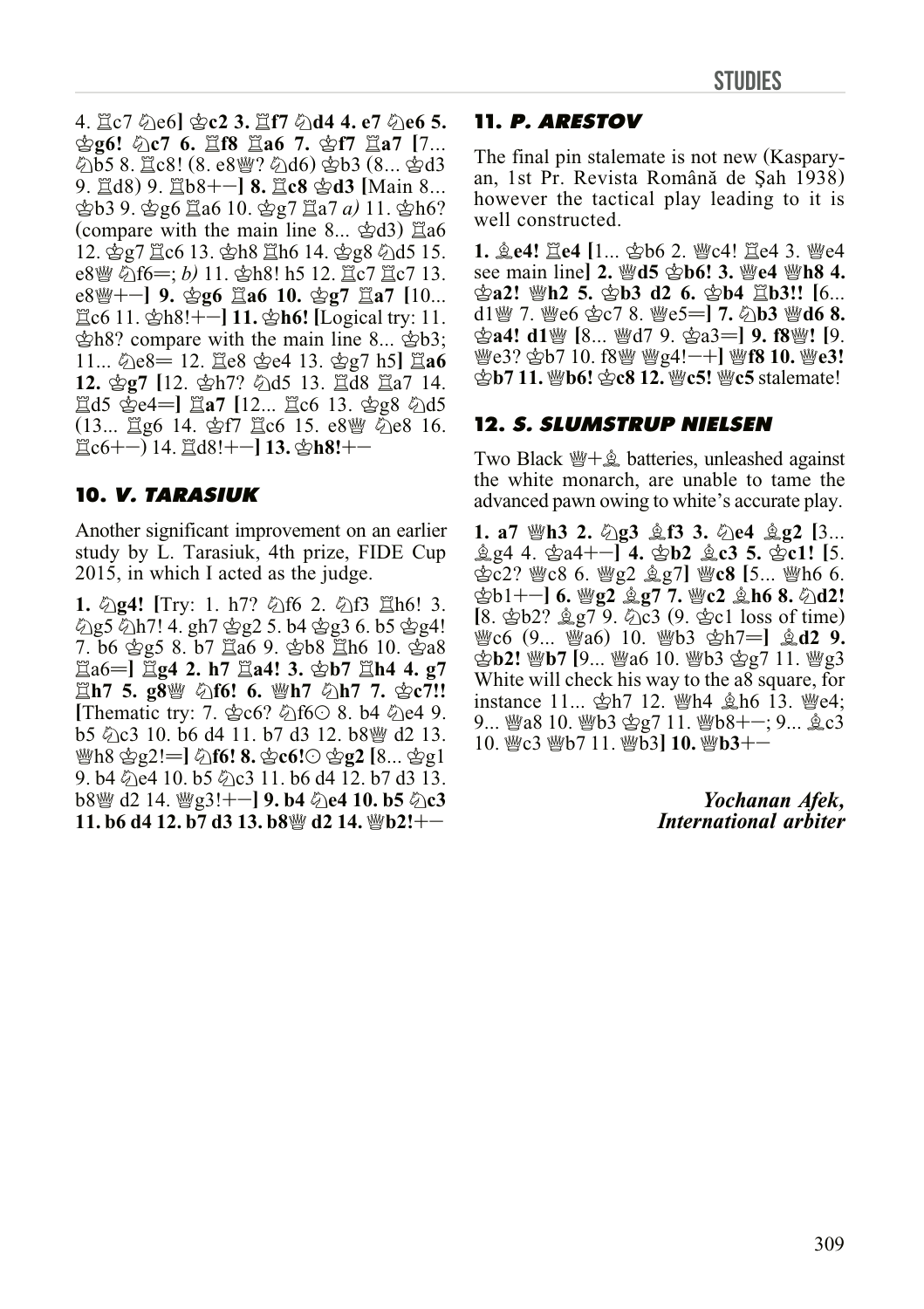4. ♖c7 ♘e6] ♔c2 3. ♖f7 ♘d4 4. e7 ♘e6 5. ♔g6! ♘c7 6. ♖f8 ♖a6 7. ♔f7 ♖a7 [7... ♘b5 8. ♖c8! (8. e8♕? ♘d6) ♔b3 (8... ♔d3 9. ♖d8) 9. ♖b8+−] 8. ♖c8 ♔d3 [Main 8... ♔b3 9. ♔g6 ♖a6 10. ♔g7 ♖a7 *a)* 11. ♔h6? (compare with the main line 8... ♔d3) ♖a6 12. ♔g7 ♖c6 13. ♔h8 ♖h6 14. ♔g8 ♘d5 15. e8♕ ♘f6=; *b)* 11. ♔h8! h5 12. ♖c7 ♖c7 13. e8♕+−] 9. ♔g6 ♖a6 10. ♔g7 ♖a7 [10... ♖c6 11. ♔h8!+−] 11. ♔h6! [Logical try: 11. ♔h8? compare with the main line 8... ♔b3; 11... ♘e8= 12. ♖e8 ♔e4 13. ♔g7 h5] ♖a6 12. ♔g7 [12. ♔h7? ♘d5 13. ♖d8 ♖a7 14. ♖d5 ♔e4=] ♖a7 [12... ♖c6 13. ♔g8 ♘d5 (13... ♖g6 14. ♔f7 ♖c6 15. e8♕ ♘e8 16. ♖c6+−) 14. ♖d8!+−] 13. ♔h8!+−

## 10. *V. TARASIUK*

Another significant improvement on an earlier study by L. Tarasiuk, 4th prize, FIDE Cup 2015, in which I acted as the judge.

**1. ♘g4!** [Try: 1. h7? ♘f6 2. ♘f3 ♖h6! 3. ♘g5 ♘h7! 4. gh7 ♔g2 5. b4 ♔g3 6. b5 ♔g4! 7. b6 ♔g5 8. b7 ♖a6 9. ♔b8 ♖h6 10. ♔a8 ♖a6=] **♖g4 2. h7 ♖a4! 3. ♔b7 ♖h4 4. g7 ♖h7 5. g8♕ ♘f6! 6. ♕h7 ♘h7 7. ♔c7!!** [Thematic try: 7. ♔c6? ♘f6⊙ 8. b4 ♘e4 9. b5 ♘c3 10. b6 d4 11. b7 d3 12. b8♕ d2 13. ♕h8 ♔g2!=] **♘f6! 8. ♔c6!⊙ ♔g2** [8... ♔g1 9. b4 ♘e4 10. b5 ♘c3 11. b6 d4 12. b7 d3 13. b8♕ d2 14. ♕g3!+−] **9. b4 ♘e4 10. b5 ♘c3 11. b6 d4 12. b7 d3 13. b8♕ d2 14. ♕b2!+−**

## 11. *P. ARESTOV*

The final pin stalemate is not new (Kasparyan, 1st Pr. Revista Română de Şah 1938) however the tactical play leading to it is well constructed.

**1. ♗e4! ♖e4** [1... ♔b6 2. ♕c4! ♖e4 3. ♕e4 see main line] **2. ♕d5 ♔b6! 3. ♕e4 ♕h8 4. ♔a2! ♕h2 5. ♔b3 d2 6. ♔b4 ♖b3!!** [6... d1♕ 7. ♕e6 ♔c7 8. ♕e5=] **7. ♘b3 ♕d6 8. ♔a4! d1♕** [8... ♕d7 9. ♔a3=] **9. f8♕!** [9. ♕e3? ♔b7 10. f8♕ ♕g4!−+] **♕f8 10. ♕e3! ♔b7 11. ♕b6! ♔c8 12. ♕c5! ♕c5** stalemate!

## 12. *S. SLUMSTRUP NIELSEN*

Two Black ♕+♗ batteries, unleashed against the white monarch, are unable to tame the advanced pawn owing to white's accurate play.

**1. a7 ♕h3 2. ♘g3 ♗f3 3. ♘e4 ♗g2** [3... ♗g4 4. ♔a4+−] **4. ♔b2 ♗c3 5. ♔c1!** [5. ♔c2? ♕c8 6. ♕g2 ♗g7] **♕c8** [5... ♕h6 6. ♔b1+−] **6. ♕g2 ♗g7 7. ♕c2 ♗h6 8. ♘d2!** [8. ♔b2? ♗g7 9. ♘c3 (9. ♔c1 loss of time) ♕c6 (9... ♕a6) 10. ♕b3 ♔h7=] **♗d2 9. ♔b2! ♕b7** [9... ♕a6 10. ♕b3 ♔g7 11. ♕g3 White will check his way to the a8 square, for instance 11... ♔h7 12. ♕h4 ♗h6 13. ♕e4; 9... ♕a8 10. ♕b3 ♔g7 11. ♕b8+−; 9... ♗c3 10. ♕c3 ♕b7 11. ♕b3] **10. ♕b3+−**

*Yochanan Afek,*
*International arbiter*